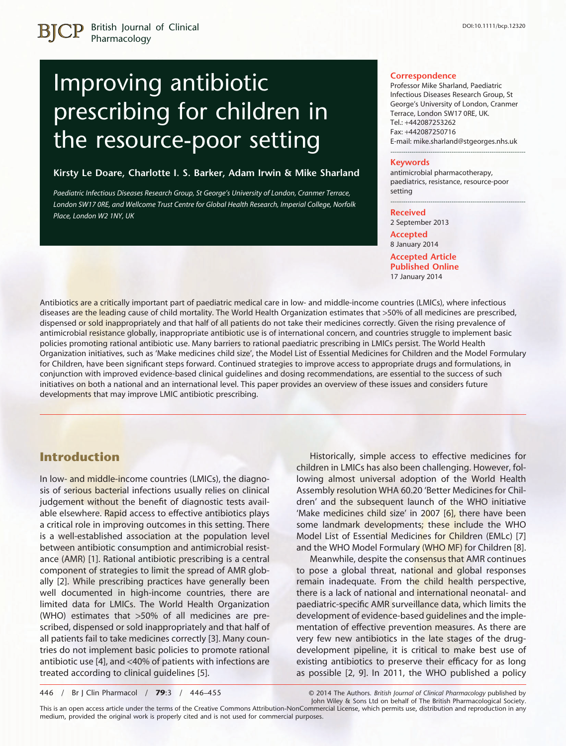# Improving antibiotic prescribing for children in the resource-poor setting

**Kirsty Le Doare, Charlotte I. S. Barker, Adam Irwin & Mike Sharland**

*Paediatric Infectious Diseases Research Group, St George's University of London, Cranmer Terrace, London SW17 0RE, and Wellcome Trust Centre for Global Health Research, Imperial College, Norfolk Place, London W2 1NY, UK*

**Correspondence**
Professor Mike Sharland, Paediatric Infectious Diseases Research Group, St George's University of London, Cranmer Terrace, London SW17 0RE, UK.
Tel.: +442087253262
Fax: +442087250716
E-mail: mike.sharland@stgeorges.nhs.uk

**Keywords**
antimicrobial pharmacotherapy, paediatrics, resistance, resource-poor setting

**Received**
2 September 2013

**Accepted**
8 January 2014

**Accepted Article Published Online**
17 January 2014

Antibiotics are a critically important part of paediatric medical care in low- and middle-income countries (LMICs), where infectious diseases are the leading cause of child mortality. The World Health Organization estimates that >50% of all medicines are prescribed, dispensed or sold inappropriately and that half of all patients do not take their medicines correctly. Given the rising prevalence of antimicrobial resistance globally, inappropriate antibiotic use is of international concern, and countries struggle to implement basic policies promoting rational antibiotic use. Many barriers to rational paediatric prescribing in LMICs persist. The World Health Organization initiatives, such as 'Make medicines child size', the Model List of Essential Medicines for Children and the Model Formulary for Children, have been significant steps forward. Continued strategies to improve access to appropriate drugs and formulations, in conjunction with improved evidence-based clinical guidelines and dosing recommendations, are essential to the success of such initiatives on both a national and an international level. This paper provides an overview of these issues and considers future developments that may improve LMIC antibiotic prescribing.

## Introduction

In low- and middle-income countries (LMICs), the diagnosis of serious bacterial infections usually relies on clinical judgement without the benefit of diagnostic tests available elsewhere. Rapid access to effective antibiotics plays a critical role in improving outcomes in this setting. There is a well-established association at the population level between antibiotic consumption and antimicrobial resistance (AMR) [1]. Rational antibiotic prescribing is a central component of strategies to limit the spread of AMR globally [2]. While prescribing practices have generally been well documented in high-income countries, there are limited data for LMICs. The World Health Organization (WHO) estimates that >50% of all medicines are prescribed, dispensed or sold inappropriately and that half of all patients fail to take medicines correctly [3]. Many countries do not implement basic policies to promote rational antibiotic use [4], and <40% of patients with infections are treated according to clinical guidelines [5].

Historically, simple access to effective medicines for children in LMICs has also been challenging. However, following almost universal adoption of the World Health Assembly resolution WHA 60.20 'Better Medicines for Children' and the subsequent launch of the WHO initiative 'Make medicines child size' in 2007 [6], there have been some landmark developments; these include the WHO Model List of Essential Medicines for Children (EMLc) [7] and the WHO Model Formulary (WHO MF) for Children [8].

Meanwhile, despite the consensus that AMR continues to pose a global threat, national and global responses remain inadequate. From the child health perspective, there is a lack of national and international neonatal- and paediatric-specific AMR surveillance data, which limits the development of evidence-based guidelines and the implementation of effective prevention measures. As there are very few new antibiotics in the late stages of the drug-development pipeline, it is critical to make best use of existing antibiotics to preserve their efficacy for as long as possible [2, 9]. In 2011, the WHO published a policy

© 2014 The Authors. *British Journal of Clinical Pharmacology* published by John Wiley & Sons Ltd on behalf of The British Pharmacological Society.
This is an open access article under the terms of the Creative Commons Attribution-NonCommercial License, which permits use, distribution and reproduction in any medium, provided the original work is properly cited and is not used for commercial purposes.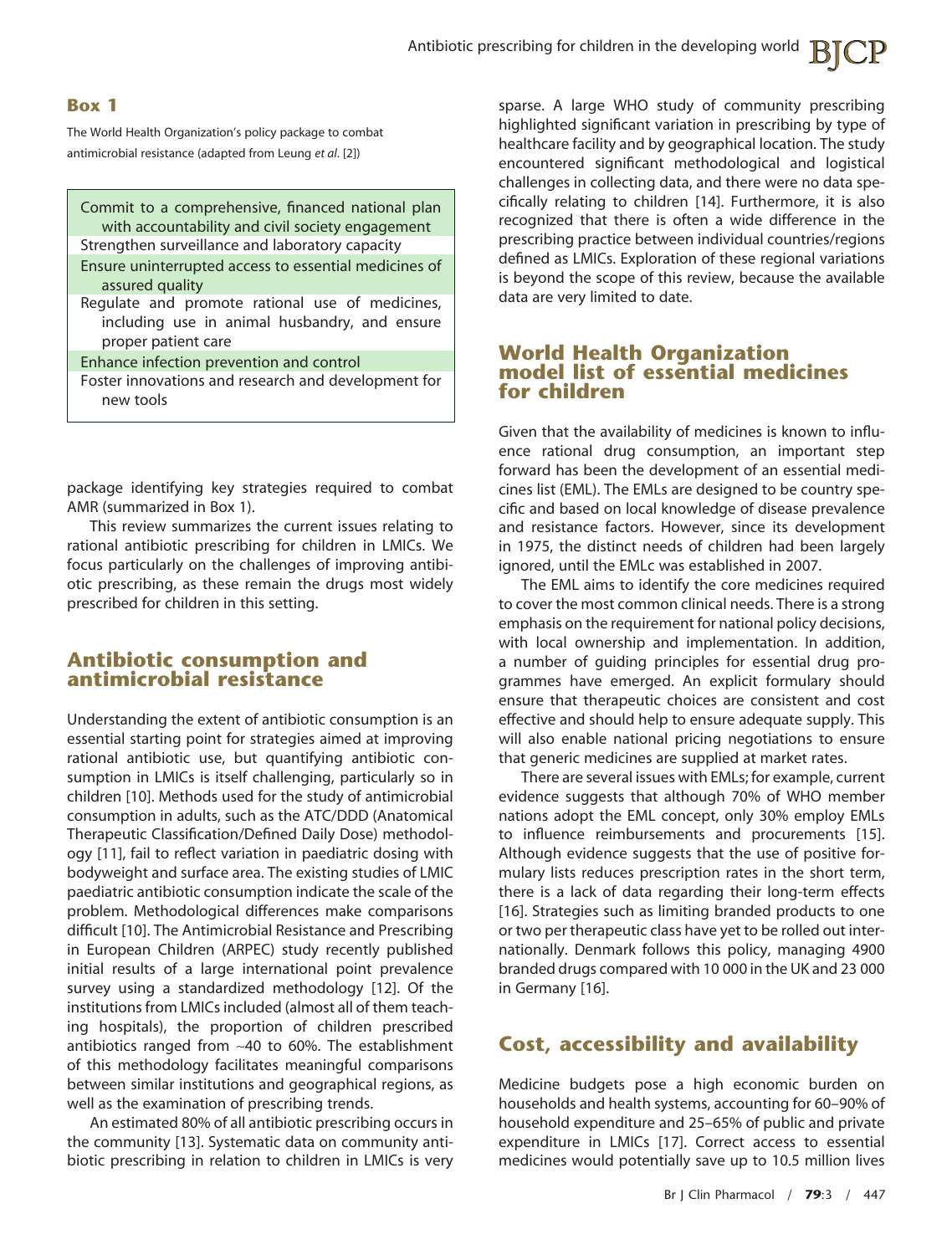**Box 1**

The World Health Organization's policy package to combat antimicrobial resistance (adapted from Leung *et al*. [2])

| |
|---|
| Commit to a comprehensive, financed national plan with accountability and civil society engagement |
| Strengthen surveillance and laboratory capacity |
| Ensure uninterrupted access to essential medicines of assured quality |
| Regulate and promote rational use of medicines, including use in animal husbandry, and ensure proper patient care |
| Enhance infection prevention and control |
| Foster innovations and research and development for new tools |

package identifying key strategies required to combat AMR (summarized in Box 1).

This review summarizes the current issues relating to rational antibiotic prescribing for children in LMICs. We focus particularly on the challenges of improving antibiotic prescribing, as these remain the drugs most widely prescribed for children in this setting.

## Antibiotic consumption and antimicrobial resistance

Understanding the extent of antibiotic consumption is an essential starting point for strategies aimed at improving rational antibiotic use, but quantifying antibiotic consumption in LMICs is itself challenging, particularly so in children [10]. Methods used for the study of antimicrobial consumption in adults, such as the ATC/DDD (Anatomical Therapeutic Classification/Defined Daily Dose) methodology [11], fail to reflect variation in paediatric dosing with bodyweight and surface area. The existing studies of LMIC paediatric antibiotic consumption indicate the scale of the problem. Methodological differences make comparisons difficult [10]. The Antimicrobial Resistance and Prescribing in European Children (ARPEC) study recently published initial results of a large international point prevalence survey using a standardized methodology [12]. Of the institutions from LMICs included (almost all of them teaching hospitals), the proportion of children prescribed antibiotics ranged from ~40 to 60%. The establishment of this methodology facilitates meaningful comparisons between similar institutions and geographical regions, as well as the examination of prescribing trends.

An estimated 80% of all antibiotic prescribing occurs in the community [13]. Systematic data on community antibiotic prescribing in relation to children in LMICs is very sparse. A large WHO study of community prescribing highlighted significant variation in prescribing by type of healthcare facility and by geographical location. The study encountered significant methodological and logistical challenges in collecting data, and there were no data specifically relating to children [14]. Furthermore, it is also recognized that there is often a wide difference in the prescribing practice between individual countries/regions defined as LMICs. Exploration of these regional variations is beyond the scope of this review, because the available data are very limited to date.

## World Health Organization model list of essential medicines for children

Given that the availability of medicines is known to influence rational drug consumption, an important step forward has been the development of an essential medicines list (EML). The EMLs are designed to be country specific and based on local knowledge of disease prevalence and resistance factors. However, since its development in 1975, the distinct needs of children had been largely ignored, until the EMLc was established in 2007.

The EML aims to identify the core medicines required to cover the most common clinical needs. There is a strong emphasis on the requirement for national policy decisions, with local ownership and implementation. In addition, a number of guiding principles for essential drug programmes have emerged. An explicit formulary should ensure that therapeutic choices are consistent and cost effective and should help to ensure adequate supply. This will also enable national pricing negotiations to ensure that generic medicines are supplied at market rates.

There are several issues with EMLs; for example, current evidence suggests that although 70% of WHO member nations adopt the EML concept, only 30% employ EMLs to influence reimbursements and procurements [15]. Although evidence suggests that the use of positive formulary lists reduces prescription rates in the short term, there is a lack of data regarding their long-term effects [16]. Strategies such as limiting branded products to one or two per therapeutic class have yet to be rolled out internationally. Denmark follows this policy, managing 4900 branded drugs compared with 10 000 in the UK and 23 000 in Germany [16].

## Cost, accessibility and availability

Medicine budgets pose a high economic burden on households and health systems, accounting for 60–90% of household expenditure and 25–65% of public and private expenditure in LMICs [17]. Correct access to essential medicines would potentially save up to 10.5 million lives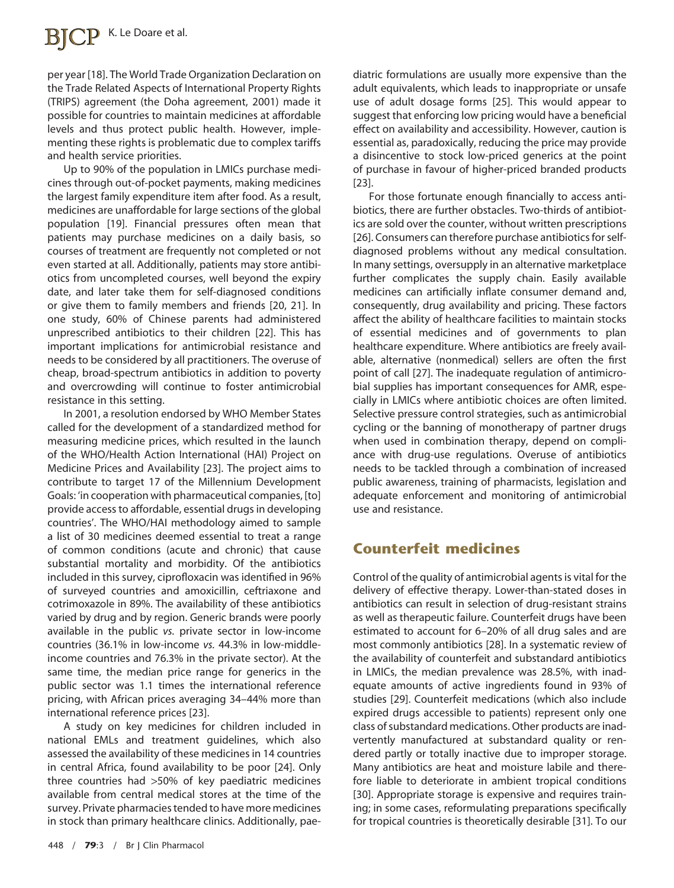per year [18]. The World Trade Organization Declaration on the Trade Related Aspects of International Property Rights (TRIPS) agreement (the Doha agreement, 2001) made it possible for countries to maintain medicines at affordable levels and thus protect public health. However, implementing these rights is problematic due to complex tariffs and health service priorities.

Up to 90% of the population in LMICs purchase medicines through out-of-pocket payments, making medicines the largest family expenditure item after food. As a result, medicines are unaffordable for large sections of the global population [19]. Financial pressures often mean that patients may purchase medicines on a daily basis, so courses of treatment are frequently not completed or not even started at all. Additionally, patients may store antibiotics from uncompleted courses, well beyond the expiry date, and later take them for self-diagnosed conditions or give them to family members and friends [20, 21]. In one study, 60% of Chinese parents had administered unprescribed antibiotics to their children [22]. This has important implications for antimicrobial resistance and needs to be considered by all practitioners. The overuse of cheap, broad-spectrum antibiotics in addition to poverty and overcrowding will continue to foster antimicrobial resistance in this setting.

In 2001, a resolution endorsed by WHO Member States called for the development of a standardized method for measuring medicine prices, which resulted in the launch of the WHO/Health Action International (HAI) Project on Medicine Prices and Availability [23]. The project aims to contribute to target 17 of the Millennium Development Goals: 'in cooperation with pharmaceutical companies, [to] provide access to affordable, essential drugs in developing countries'. The WHO/HAI methodology aimed to sample a list of 30 medicines deemed essential to treat a range of common conditions (acute and chronic) that cause substantial mortality and morbidity. Of the antibiotics included in this survey, ciprofloxacin was identified in 96% of surveyed countries and amoxicillin, ceftriaxone and cotrimoxazole in 89%. The availability of these antibiotics varied by drug and by region. Generic brands were poorly available in the public *vs.* private sector in low-income countries (36.1% in low-income *vs.* 44.3% in low-middle-income countries and 76.3% in the private sector). At the same time, the median price range for generics in the public sector was 1.1 times the international reference pricing, with African prices averaging 34–44% more than international reference prices [23].

A study on key medicines for children included in national EMLs and treatment guidelines, which also assessed the availability of these medicines in 14 countries in central Africa, found availability to be poor [24]. Only three countries had >50% of key paediatric medicines available from central medical stores at the time of the survey. Private pharmacies tended to have more medicines in stock than primary healthcare clinics. Additionally, paediatric formulations are usually more expensive than the adult equivalents, which leads to inappropriate or unsafe use of adult dosage forms [25]. This would appear to suggest that enforcing low pricing would have a beneficial effect on availability and accessibility. However, caution is essential as, paradoxically, reducing the price may provide a disincentive to stock low-priced generics at the point of purchase in favour of higher-priced branded products [23].

For those fortunate enough financially to access antibiotics, there are further obstacles. Two-thirds of antibiotics are sold over the counter, without written prescriptions [26]. Consumers can therefore purchase antibiotics for self-diagnosed problems without any medical consultation. In many settings, oversupply in an alternative marketplace further complicates the supply chain. Easily available medicines can artificially inflate consumer demand and, consequently, drug availability and pricing. These factors affect the ability of healthcare facilities to maintain stocks of essential medicines and of governments to plan healthcare expenditure. Where antibiotics are freely available, alternative (nonmedical) sellers are often the first point of call [27]. The inadequate regulation of antimicrobial supplies has important consequences for AMR, especially in LMICs where antibiotic choices are often limited. Selective pressure control strategies, such as antimicrobial cycling or the banning of monotherapy of partner drugs when used in combination therapy, depend on compliance with drug-use regulations. Overuse of antibiotics needs to be tackled through a combination of increased public awareness, training of pharmacists, legislation and adequate enforcement and monitoring of antimicrobial use and resistance.

## Counterfeit medicines

Control of the quality of antimicrobial agents is vital for the delivery of effective therapy. Lower-than-stated doses in antibiotics can result in selection of drug-resistant strains as well as therapeutic failure. Counterfeit drugs have been estimated to account for 6–20% of all drug sales and are most commonly antibiotics [28]. In a systematic review of the availability of counterfeit and substandard antibiotics in LMICs, the median prevalence was 28.5%, with inadequate amounts of active ingredients found in 93% of studies [29]. Counterfeit medications (which also include expired drugs accessible to patients) represent only one class of substandard medications. Other products are inadvertently manufactured at substandard quality or rendered partly or totally inactive due to improper storage. Many antibiotics are heat and moisture labile and therefore liable to deteriorate in ambient tropical conditions [30]. Appropriate storage is expensive and requires training; in some cases, reformulating preparations specifically for tropical countries is theoretically desirable [31]. To our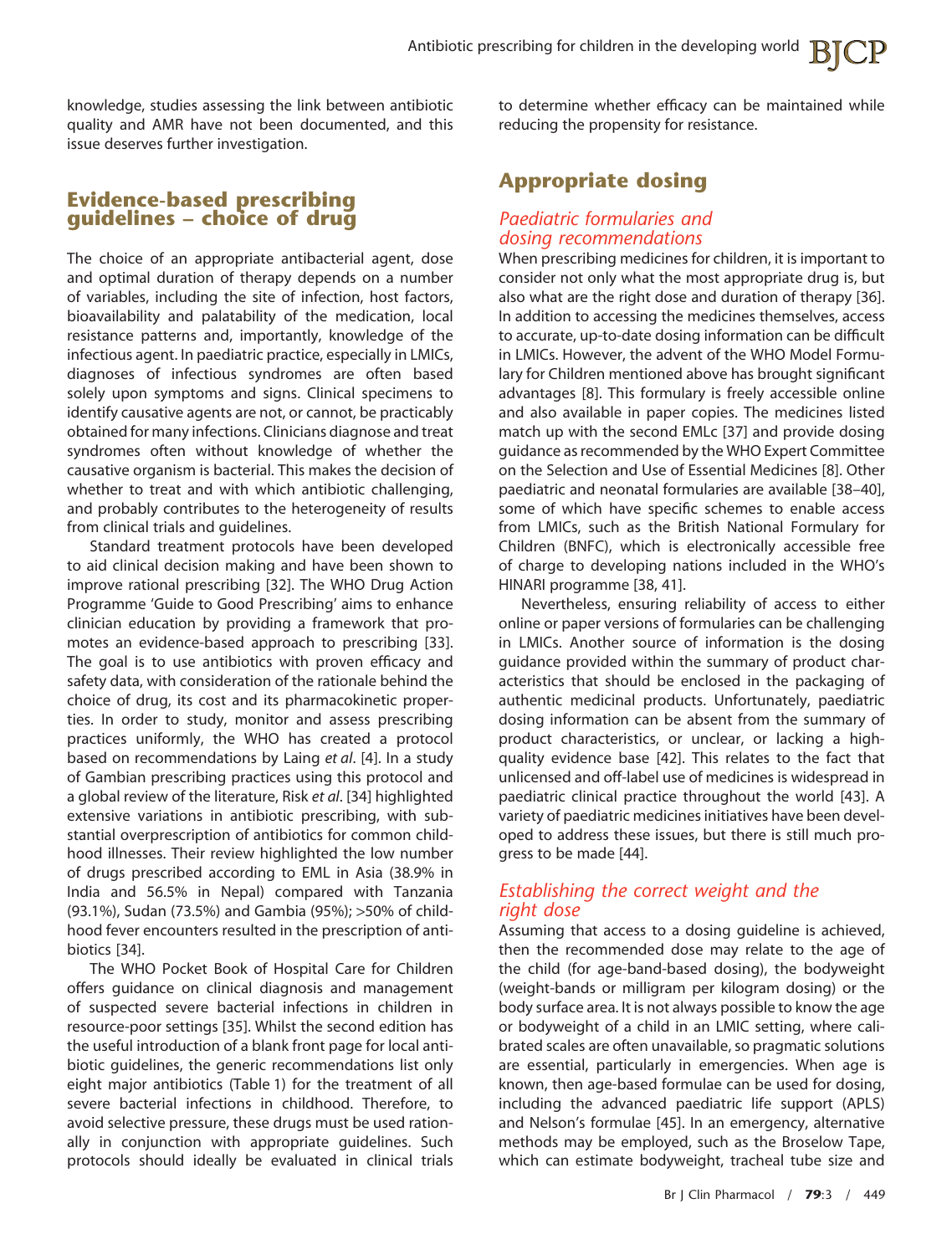knowledge, studies assessing the link between antibiotic quality and AMR have not been documented, and this issue deserves further investigation.

## Evidence-based prescribing guidelines – choice of drug

The choice of an appropriate antibacterial agent, dose and optimal duration of therapy depends on a number of variables, including the site of infection, host factors, bioavailability and palatability of the medication, local resistance patterns and, importantly, knowledge of the infectious agent. In paediatric practice, especially in LMICs, diagnoses of infectious syndromes are often based solely upon symptoms and signs. Clinical specimens to identify causative agents are not, or cannot, be practicably obtained for many infections. Clinicians diagnose and treat syndromes often without knowledge of whether the causative organism is bacterial. This makes the decision of whether to treat and with which antibiotic challenging, and probably contributes to the heterogeneity of results from clinical trials and guidelines.

Standard treatment protocols have been developed to aid clinical decision making and have been shown to improve rational prescribing [32]. The WHO Drug Action Programme 'Guide to Good Prescribing' aims to enhance clinician education by providing a framework that promotes an evidence-based approach to prescribing [33]. The goal is to use antibiotics with proven efficacy and safety data, with consideration of the rationale behind the choice of drug, its cost and its pharmacokinetic properties. In order to study, monitor and assess prescribing practices uniformly, the WHO has created a protocol based on recommendations by Laing *et al*. [4]. In a study of Gambian prescribing practices using this protocol and a global review of the literature, Risk *et al*. [34] highlighted extensive variations in antibiotic prescribing, with substantial overprescription of antibiotics for common childhood illnesses. Their review highlighted the low number of drugs prescribed according to EML in Asia (38.9% in India and 56.5% in Nepal) compared with Tanzania (93.1%), Sudan (73.5%) and Gambia (95%); >50% of childhood fever encounters resulted in the prescription of antibiotics [34].

The WHO Pocket Book of Hospital Care for Children offers guidance on clinical diagnosis and management of suspected severe bacterial infections in children in resource-poor settings [35]. Whilst the second edition has the useful introduction of a blank front page for local antibiotic guidelines, the generic recommendations list only eight major antibiotics (Table 1) for the treatment of all severe bacterial infections in childhood. Therefore, to avoid selective pressure, these drugs must be used rationally in conjunction with appropriate guidelines. Such protocols should ideally be evaluated in clinical trials to determine whether efficacy can be maintained while reducing the propensity for resistance.

## Appropriate dosing

### *Paediatric formularies and dosing recommendations*

When prescribing medicines for children, it is important to consider not only what the most appropriate drug is, but also what are the right dose and duration of therapy [36]. In addition to accessing the medicines themselves, access to accurate, up-to-date dosing information can be difficult in LMICs. However, the advent of the WHO Model Formulary for Children mentioned above has brought significant advantages [8]. This formulary is freely accessible online and also available in paper copies. The medicines listed match up with the second EMLc [37] and provide dosing guidance as recommended by the WHO Expert Committee on the Selection and Use of Essential Medicines [8]. Other paediatric and neonatal formularies are available [38–40], some of which have specific schemes to enable access from LMICs, such as the British National Formulary for Children (BNFC), which is electronically accessible free of charge to developing nations included in the WHO's HINARI programme [38, 41].

Nevertheless, ensuring reliability of access to either online or paper versions of formularies can be challenging in LMICs. Another source of information is the dosing guidance provided within the summary of product characteristics that should be enclosed in the packaging of authentic medicinal products. Unfortunately, paediatric dosing information can be absent from the summary of product characteristics, or unclear, or lacking a high-quality evidence base [42]. This relates to the fact that unlicensed and off-label use of medicines is widespread in paediatric clinical practice throughout the world [43]. A variety of paediatric medicines initiatives have been developed to address these issues, but there is still much progress to be made [44].

### *Establishing the correct weight and the right dose*

Assuming that access to a dosing guideline is achieved, then the recommended dose may relate to the age of the child (for age-band-based dosing), the bodyweight (weight-bands or milligram per kilogram dosing) or the body surface area. It is not always possible to know the age or bodyweight of a child in an LMIC setting, where calibrated scales are often unavailable, so pragmatic solutions are essential, particularly in emergencies. When age is known, then age-based formulae can be used for dosing, including the advanced paediatric life support (APLS) and Nelson's formulae [45]. In an emergency, alternative methods may be employed, such as the Broselow Tape, which can estimate bodyweight, tracheal tube size and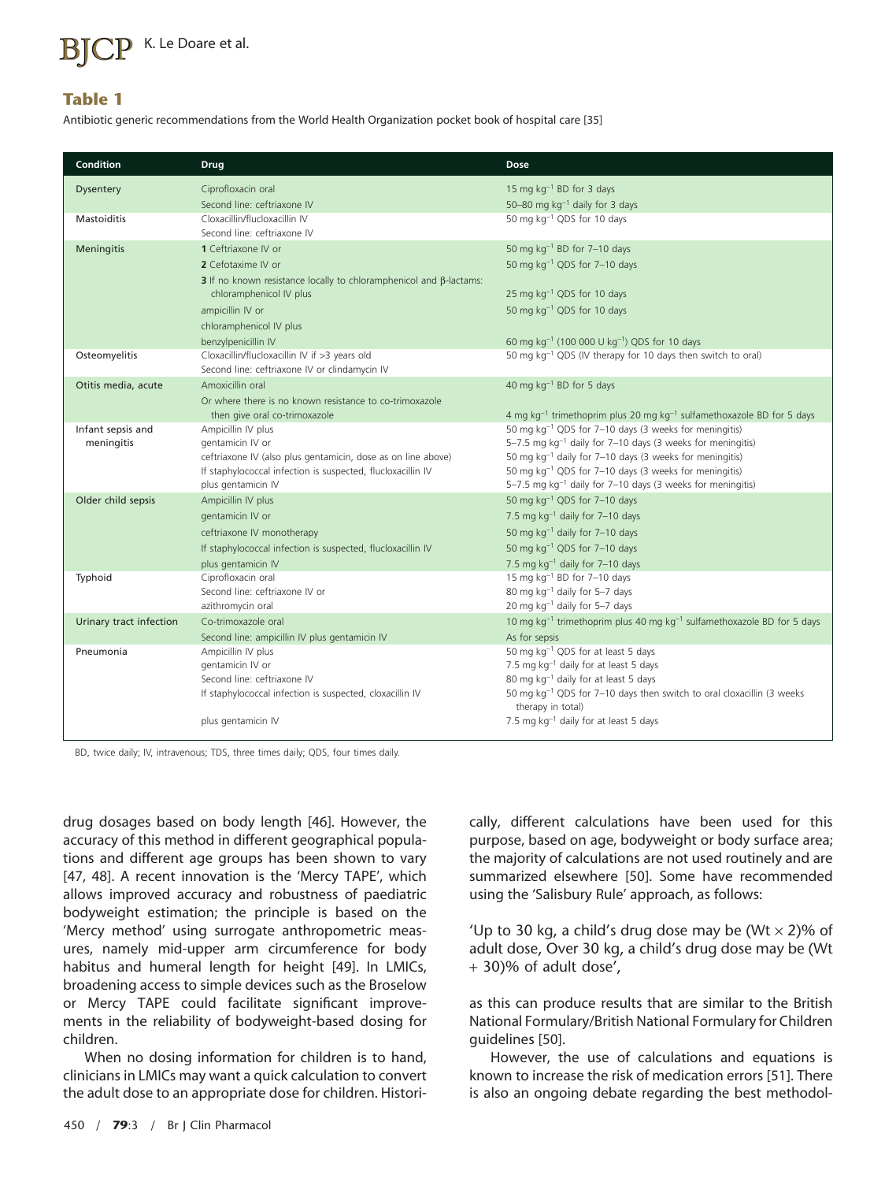## Table 1

Antibiotic generic recommendations from the World Health Organization pocket book of hospital care [35]

| Condition | Drug | Dose |
|---|---|---|
| Dysentery | Ciprofloxacin oral | 15 mg kg$^{-1}$ BD for 3 days |
| | Second line: ceftriaxone IV | 50–80 mg kg$^{-1}$ daily for 3 days |
| Mastoiditis | Cloxacillin/flucloxacillin IV | 50 mg kg$^{-1}$ QDS for 10 days |
| | Second line: ceftriaxone IV | |
| Meningitis | **1** Ceftriaxone IV or | 50 mg kg$^{-1}$ BD for 7–10 days |
| | **2** Cefotaxime IV or | 50 mg kg$^{-1}$ QDS for 7–10 days |
| | **3** If no known resistance locally to chloramphenicol and β-lactams: chloramphenicol IV plus | 25 mg kg$^{-1}$ QDS for 10 days |
| | ampicillin IV or | 50 mg kg$^{-1}$ QDS for 10 days |
| | chloramphenicol IV plus | |
| | benzylpenicillin IV | 60 mg kg$^{-1}$ (100 000 U kg$^{-1}$) QDS for 10 days |
| Osteomyelitis | Cloxacillin/flucloxacillin IV if >3 years old | 50 mg kg$^{-1}$ QDS (IV therapy for 10 days then switch to oral) |
| | Second line: ceftriaxone IV or clindamycin IV | |
| Otitis media, acute | Amoxicillin oral | 40 mg kg$^{-1}$ BD for 5 days |
| | Or where there is no known resistance to co-trimoxazole then give oral co-trimoxazole | 4 mg kg$^{-1}$ trimethoprim plus 20 mg kg$^{-1}$ sulfamethoxazole BD for 5 days |
| Infant sepsis and meningitis | Ampicillin IV plus | 50 mg kg$^{-1}$ QDS for 7–10 days (3 weeks for meningitis) |
| | gentamicin IV or | 5–7.5 mg kg$^{-1}$ daily for 7–10 days (3 weeks for meningitis) |
| | ceftriaxone IV (also plus gentamicin, dose as on line above) | 50 mg kg$^{-1}$ daily for 7–10 days (3 weeks for meningitis) |
| | If staphylococcal infection is suspected, flucloxacillin IV | 50 mg kg$^{-1}$ QDS for 7–10 days (3 weeks for meningitis) |
| | plus gentamicin IV | 5–7.5 mg kg$^{-1}$ daily for 7–10 days (3 weeks for meningitis) |
| Older child sepsis | Ampicillin IV plus | 50 mg kg$^{-1}$ QDS for 7–10 days |
| | gentamicin IV or | 7.5 mg kg$^{-1}$ daily for 7–10 days |
| | ceftriaxone IV monotherapy | 50 mg kg$^{-1}$ daily for 7–10 days |
| | If staphylococcal infection is suspected, flucloxacillin IV | 50 mg kg$^{-1}$ QDS for 7–10 days |
| | plus gentamicin IV | 7.5 mg kg$^{-1}$ daily for 7–10 days |
| Typhoid | Ciprofloxacin oral | 15 mg kg$^{-1}$ BD for 7–10 days |
| | Second line: ceftriaxone IV or | 80 mg kg$^{-1}$ daily for 5–7 days |
| | azithromycin oral | 20 mg kg$^{-1}$ daily for 5–7 days |
| Urinary tract infection | Co-trimoxazole oral | 10 mg kg$^{-1}$ trimethoprim plus 40 mg kg$^{-1}$ sulfamethoxazole BD for 5 days |
| | Second line: ampicillin IV plus gentamicin IV | As for sepsis |
| Pneumonia | Ampicillin IV plus | 50 mg kg$^{-1}$ QDS for at least 5 days |
| | gentamicin IV or | 7.5 mg kg$^{-1}$ daily for at least 5 days |
| | Second line: ceftriaxone IV | 80 mg kg$^{-1}$ daily for at least 5 days |
| | If staphylococcal infection is suspected, cloxacillin IV | 50 mg kg$^{-1}$ QDS for 7–10 days then switch to oral cloxacillin (3 weeks therapy in total) |
| | plus gentamicin IV | 7.5 mg kg$^{-1}$ daily for at least 5 days |

BD, twice daily; IV, intravenous; TDS, three times daily; QDS, four times daily.

drug dosages based on body length [46]. However, the accuracy of this method in different geographical populations and different age groups has been shown to vary [47, 48]. A recent innovation is the 'Mercy TAPE', which allows improved accuracy and robustness of paediatric bodyweight estimation; the principle is based on the 'Mercy method' using surrogate anthropometric measures, namely mid-upper arm circumference for body habitus and humeral length for height [49]. In LMICs, broadening access to simple devices such as the Broselow or Mercy TAPE could facilitate significant improvements in the reliability of bodyweight-based dosing for children.

When no dosing information for children is to hand, clinicians in LMICs may want a quick calculation to convert the adult dose to an appropriate dose for children. Historically, different calculations have been used for this purpose, based on age, bodyweight or body surface area; the majority of calculations are not used routinely and are summarized elsewhere [50]. Some have recommended using the 'Salisbury Rule' approach, as follows:

'Up to 30 kg, a child's drug dose may be (Wt × 2)% of adult dose, Over 30 kg, a child's drug dose may be (Wt + 30)% of adult dose',

as this can produce results that are similar to the British National Formulary/British National Formulary for Children guidelines [50].

However, the use of calculations and equations is known to increase the risk of medication errors [51]. There is also an ongoing debate regarding the best methodol-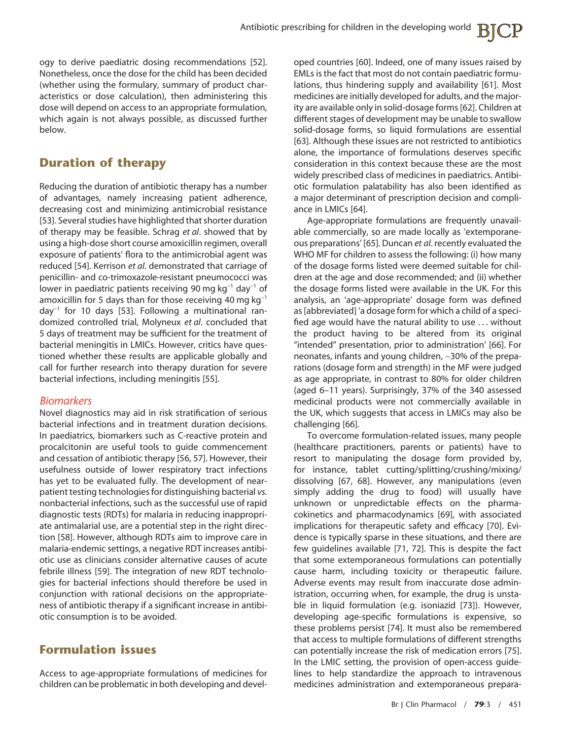ogy to derive paediatric dosing recommendations [52]. Nonetheless, once the dose for the child has been decided (whether using the formulary, summary of product characteristics or dose calculation), then administering this dose will depend on access to an appropriate formulation, which again is not always possible, as discussed further below.

## Duration of therapy

Reducing the duration of antibiotic therapy has a number of advantages, namely increasing patient adherence, decreasing cost and minimizing antimicrobial resistance [53]. Several studies have highlighted that shorter duration of therapy may be feasible. Schrag *et al*. showed that by using a high-dose short course amoxicillin regimen, overall exposure of patients' flora to the antimicrobial agent was reduced [54]. Kerrison *et al*. demonstrated that carriage of penicillin- and co-trimoxazole-resistant pneumococci was lower in paediatric patients receiving 90 mg $kg^{-1}$ $day^{-1}$ of amoxicillin for 5 days than for those receiving 40 mg $kg^{-1}$ $day^{-1}$ for 10 days [53]. Following a multinational randomized controlled trial, Molyneux *et al*. concluded that 5 days of treatment may be sufficient for the treatment of bacterial meningitis in LMICs. However, critics have questioned whether these results are applicable globally and call for further research into therapy duration for severe bacterial infections, including meningitis [55].

### *Biomarkers*

Novel diagnostics may aid in risk stratification of serious bacterial infections and in treatment duration decisions. In paediatrics, biomarkers such as C-reactive protein and procalcitonin are useful tools to guide commencement and cessation of antibiotic therapy [56, 57]. However, their usefulness outside of lower respiratory tract infections has yet to be evaluated fully. The development of near-patient testing technologies for distinguishing bacterial *vs.* nonbacterial infections, such as the successful use of rapid diagnostic tests (RDTs) for malaria in reducing inappropriate antimalarial use, are a potential step in the right direction [58]. However, although RDTs aim to improve care in malaria-endemic settings, a negative RDT increases antibiotic use as clinicians consider alternative causes of acute febrile illness [59]. The integration of new RDT technologies for bacterial infections should therefore be used in conjunction with rational decisions on the appropriateness of antibiotic therapy if a significant increase in antibiotic consumption is to be avoided.

## Formulation issues

Access to age-appropriate formulations of medicines for children can be problematic in both developing and developed countries [60]. Indeed, one of many issues raised by EMLs is the fact that most do not contain paediatric formulations, thus hindering supply and availability [61]. Most medicines are initially developed for adults, and the majority are available only in solid-dosage forms [62]. Children at different stages of development may be unable to swallow solid-dosage forms, so liquid formulations are essential [63]. Although these issues are not restricted to antibiotics alone, the importance of formulations deserves specific consideration in this context because these are the most widely prescribed class of medicines in paediatrics. Antibiotic formulation palatability has also been identified as a major determinant of prescription decision and compliance in LMICs [64].

Age-appropriate formulations are frequently unavailable commercially, so are made locally as 'extemporaneous preparations' [65]. Duncan *et al*. recently evaluated the WHO MF for children to assess the following: (i) how many of the dosage forms listed were deemed suitable for children at the age and dose recommended; and (ii) whether the dosage forms listed were available in the UK. For this analysis, an 'age-appropriate' dosage form was defined as [abbreviated] 'a dosage form for which a child of a specified age would have the natural ability to use . . . without the product having to be altered from its original "intended" presentation, prior to administration' [66]. For neonates, infants and young children, ~30% of the preparations (dosage form and strength) in the MF were judged as age appropriate, in contrast to 80% for older children (aged 6–11 years). Surprisingly, 37% of the 340 assessed medicinal products were not commercially available in the UK, which suggests that access in LMICs may also be challenging [66].

To overcome formulation-related issues, many people (healthcare practitioners, parents or patients) have to resort to manipulating the dosage form provided by, for instance, tablet cutting/splitting/crushing/mixing/dissolving [67, 68]. However, any manipulations (even simply adding the drug to food) will usually have unknown or unpredictable effects on the pharmacokinetics and pharmacodynamics [69], with associated implications for therapeutic safety and efficacy [70]. Evidence is typically sparse in these situations, and there are few guidelines available [71, 72]. This is despite the fact that some extemporaneous formulations can potentially cause harm, including toxicity or therapeutic failure. Adverse events may result from inaccurate dose administration, occurring when, for example, the drug is unstable in liquid formulation (e.g. isoniazid [73]). However, developing age-specific formulations is expensive, so these problems persist [74]. It must also be remembered that access to multiple formulations of different strengths can potentially increase the risk of medication errors [75]. In the LMIC setting, the provision of open-access guidelines to help standardize the approach to intravenous medicines administration and extemporaneous prepara-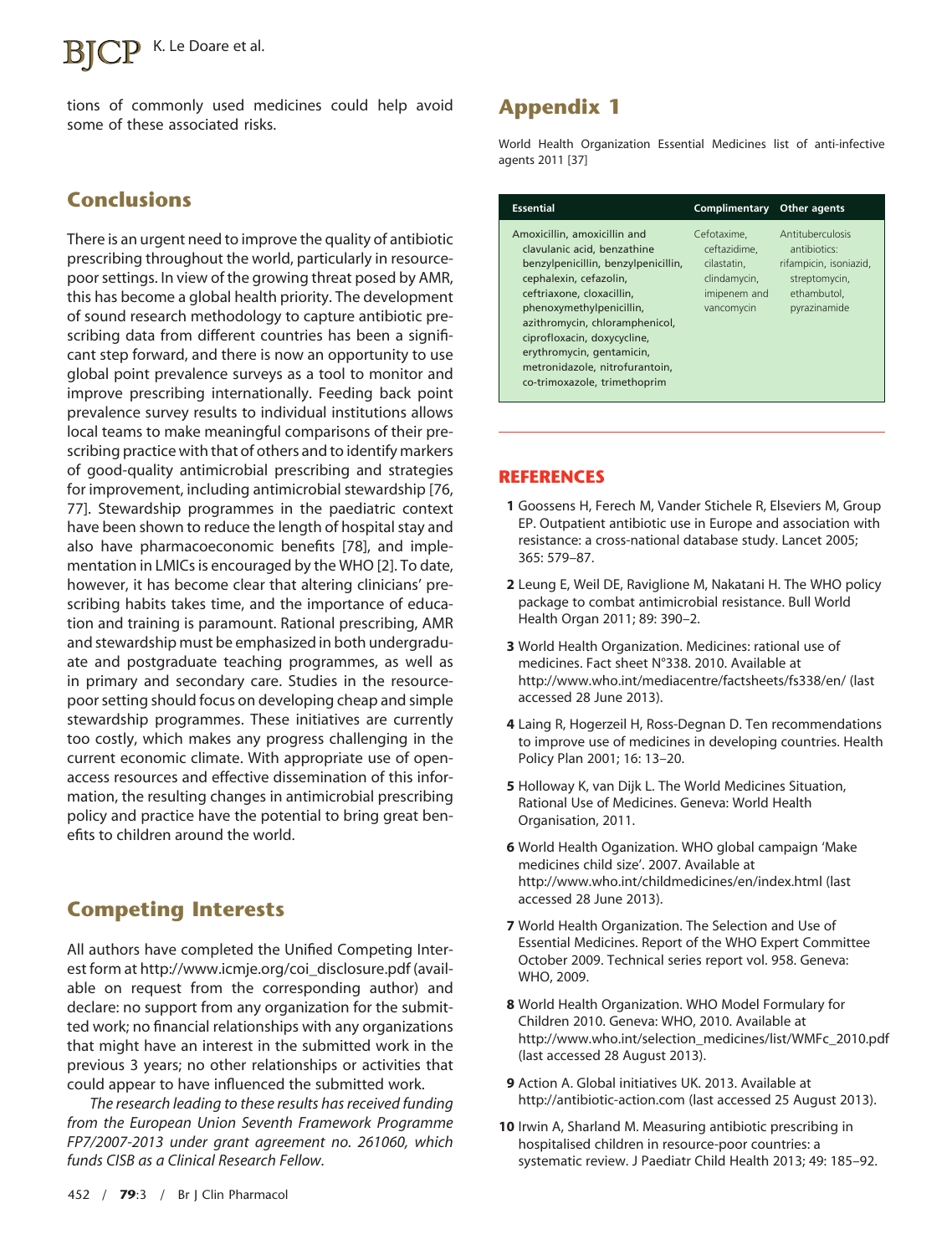tions of commonly used medicines could help avoid some of these associated risks.

## Conclusions

There is an urgent need to improve the quality of antibiotic prescribing throughout the world, particularly in resource-poor settings. In view of the growing threat posed by AMR, this has become a global health priority. The development of sound research methodology to capture antibiotic prescribing data from different countries has been a significant step forward, and there is now an opportunity to use global point prevalence surveys as a tool to monitor and improve prescribing internationally. Feeding back point prevalence survey results to individual institutions allows local teams to make meaningful comparisons of their prescribing practice with that of others and to identify markers of good-quality antimicrobial prescribing and strategies for improvement, including antimicrobial stewardship [76, 77]. Stewardship programmes in the paediatric context have been shown to reduce the length of hospital stay and also have pharmacoeconomic benefits [78], and implementation in LMICs is encouraged by the WHO [2]. To date, however, it has become clear that altering clinicians' prescribing habits takes time, and the importance of education and training is paramount. Rational prescribing, AMR and stewardship must be emphasized in both undergraduate and postgraduate teaching programmes, as well as in primary and secondary care. Studies in the resource-poor setting should focus on developing cheap and simple stewardship programmes. These initiatives are currently too costly, which makes any progress challenging in the current economic climate. With appropriate use of open-access resources and effective dissemination of this information, the resulting changes in antimicrobial prescribing policy and practice have the potential to bring great benefits to children around the world.

## Competing Interests

All authors have completed the Unified Competing Interest form at http://www.icmje.org/coi_disclosure.pdf (available on request from the corresponding author) and declare: no support from any organization for the submitted work; no financial relationships with any organizations that might have an interest in the submitted work in the previous 3 years; no other relationships or activities that could appear to have influenced the submitted work.

*The research leading to these results has received funding from the European Union Seventh Framework Programme FP7/2007-2013 under grant agreement no. 261060, which funds CISB as a Clinical Research Fellow.*

## Appendix 1

World Health Organization Essential Medicines list of anti-infective agents 2011 [37]

| Essential | Complimentary | Other agents |
|---|---|---|
| Amoxicillin, amoxicillin and clavulanic acid, benzathine benzylpenicillin, benzylpenicillin, cephalexin, cefazolin, ceftriaxone, cloxacillin, phenoxymethylpenicillin, azithromycin, chloramphenicol, ciprofloxacin, doxycycline, erythromycin, gentamicin, metronidazole, nitrofurantoin, co-trimoxazole, trimethoprim | Cefotaxime, ceftazidime, cilastatin, clindamycin, imipenem and vancomycin | Antituberculosis antibiotics: rifampicin, isoniazid, streptomycin, ethambutol, pyrazinamide |

## REFERENCES

1 Goossens H, Ferech M, Vander Stichele R, Elseviers M, Group EP. Outpatient antibiotic use in Europe and association with resistance: a cross-national database study. Lancet 2005; 365: 579–87.

2 Leung E, Weil DE, Raviglione M, Nakatani H. The WHO policy package to combat antimicrobial resistance. Bull World Health Organ 2011; 89: 390–2.

3 World Health Organization. Medicines: rational use of medicines. Fact sheet N°338. 2010. Available at http://www.who.int/mediacentre/factsheets/fs338/en/ (last accessed 28 June 2013).

4 Laing R, Hogerzeil H, Ross-Degnan D. Ten recommendations to improve use of medicines in developing countries. Health Policy Plan 2001; 16: 13–20.

5 Holloway K, van Dijk L. The World Medicines Situation, Rational Use of Medicines. Geneva: World Health Organisation, 2011.

6 World Health Oganization. WHO global campaign 'Make medicines child size'. 2007. Available at http://www.who.int/childmedicines/en/index.html (last accessed 28 June 2013).

7 World Health Organization. The Selection and Use of Essential Medicines. Report of the WHO Expert Committee October 2009. Technical series report vol. 958. Geneva: WHO, 2009.

8 World Health Organization. WHO Model Formulary for Children 2010. Geneva: WHO, 2010. Available at http://www.who.int/selection_medicines/list/WMFc_2010.pdf (last accessed 28 August 2013).

9 Action A. Global initiatives UK. 2013. Available at http://antibiotic-action.com (last accessed 25 August 2013).

10 Irwin A, Sharland M. Measuring antibiotic prescribing in hospitalised children in resource-poor countries: a systematic review. J Paediatr Child Health 2013; 49: 185–92.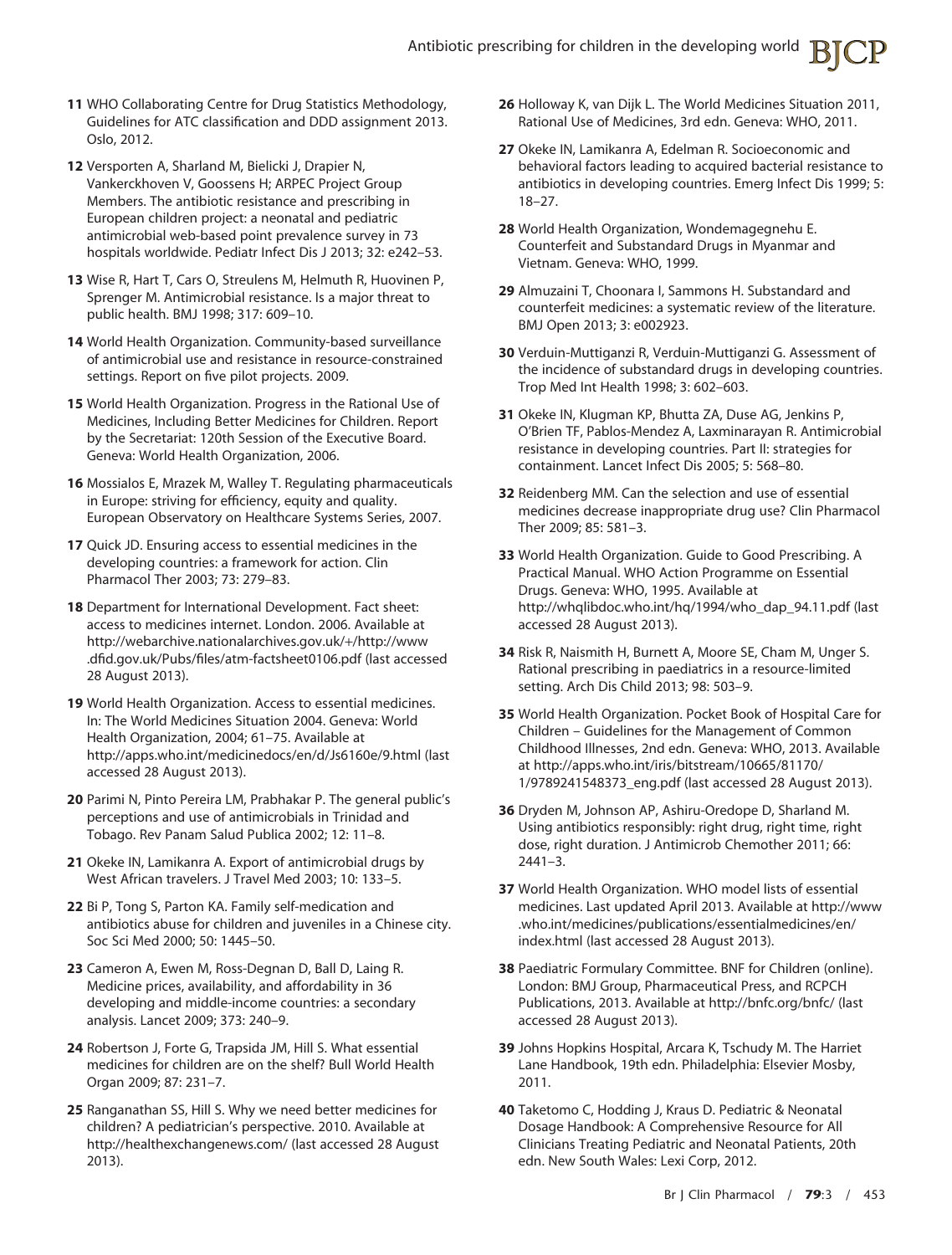11 WHO Collaborating Centre for Drug Statistics Methodology, Guidelines for ATC classification and DDD assignment 2013. Oslo, 2012.

12 Versporten A, Sharland M, Bielicki J, Drapier N, Vankerckhoven V, Goossens H; ARPEC Project Group Members. The antibiotic resistance and prescribing in European children project: a neonatal and pediatric antimicrobial web-based point prevalence survey in 73 hospitals worldwide. Pediatr Infect Dis J 2013; 32: e242–53.

13 Wise R, Hart T, Cars O, Streulens M, Helmuth R, Huovinen P, Sprenger M. Antimicrobial resistance. Is a major threat to public health. BMJ 1998; 317: 609–10.

14 World Health Organization. Community-based surveillance of antimicrobial use and resistance in resource-constrained settings. Report on five pilot projects. 2009.

15 World Health Organization. Progress in the Rational Use of Medicines, Including Better Medicines for Children. Report by the Secretariat: 120th Session of the Executive Board. Geneva: World Health Organization, 2006.

16 Mossialos E, Mrazek M, Walley T. Regulating pharmaceuticals in Europe: striving for efficiency, equity and quality. European Observatory on Healthcare Systems Series, 2007.

17 Quick JD. Ensuring access to essential medicines in the developing countries: a framework for action. Clin Pharmacol Ther 2003; 73: 279–83.

18 Department for International Development. Fact sheet: access to medicines internet. London. 2006. Available at http://webarchive.nationalarchives.gov.uk/+/http://www.dfid.gov.uk/Pubs/files/atm-factsheet0106.pdf (last accessed 28 August 2013).

19 World Health Organization. Access to essential medicines. In: The World Medicines Situation 2004. Geneva: World Health Organization, 2004; 61–75. Available at http://apps.who.int/medicinedocs/en/d/Js6160e/9.html (last accessed 28 August 2013).

20 Parimi N, Pinto Pereira LM, Prabhakar P. The general public's perceptions and use of antimicrobials in Trinidad and Tobago. Rev Panam Salud Publica 2002; 12: 11–8.

21 Okeke IN, Lamikanra A. Export of antimicrobial drugs by West African travelers. J Travel Med 2003; 10: 133–5.

22 Bi P, Tong S, Parton KA. Family self-medication and antibiotics abuse for children and juveniles in a Chinese city. Soc Sci Med 2000; 50: 1445–50.

23 Cameron A, Ewen M, Ross-Degnan D, Ball D, Laing R. Medicine prices, availability, and affordability in 36 developing and middle-income countries: a secondary analysis. Lancet 2009; 373: 240–9.

24 Robertson J, Forte G, Trapsida JM, Hill S. What essential medicines for children are on the shelf? Bull World Health Organ 2009; 87: 231–7.

25 Ranganathan SS, Hill S. Why we need better medicines for children? A pediatrician's perspective. 2010. Available at http://healthexchangenews.com/ (last accessed 28 August 2013).

26 Holloway K, van Dijk L. The World Medicines Situation 2011, Rational Use of Medicines, 3rd edn. Geneva: WHO, 2011.

27 Okeke IN, Lamikanra A, Edelman R. Socioeconomic and behavioral factors leading to acquired bacterial resistance to antibiotics in developing countries. Emerg Infect Dis 1999; 5: 18–27.

28 World Health Organization, Wondemagegnehu E. Counterfeit and Substandard Drugs in Myanmar and Vietnam. Geneva: WHO, 1999.

29 Almuzaini T, Choonara I, Sammons H. Substandard and counterfeit medicines: a systematic review of the literature. BMJ Open 2013; 3: e002923.

30 Verduin-Muttiganzi R, Verduin-Muttiganzi G. Assessment of the incidence of substandard drugs in developing countries. Trop Med Int Health 1998; 3: 602–603.

31 Okeke IN, Klugman KP, Bhutta ZA, Duse AG, Jenkins P, O'Brien TF, Pablos-Mendez A, Laxminarayan R. Antimicrobial resistance in developing countries. Part II: strategies for containment. Lancet Infect Dis 2005; 5: 568–80.

32 Reidenberg MM. Can the selection and use of essential medicines decrease inappropriate drug use? Clin Pharmacol Ther 2009; 85: 581–3.

33 World Health Organization. Guide to Good Prescribing. A Practical Manual. WHO Action Programme on Essential Drugs. Geneva: WHO, 1995. Available at http://whqlibdoc.who.int/hq/1994/who_dap_94.11.pdf (last accessed 28 August 2013).

34 Risk R, Naismith H, Burnett A, Moore SE, Cham M, Unger S. Rational prescribing in paediatrics in a resource-limited setting. Arch Dis Child 2013; 98: 503–9.

35 World Health Organization. Pocket Book of Hospital Care for Children – Guidelines for the Management of Common Childhood Illnesses, 2nd edn. Geneva: WHO, 2013. Available at http://apps.who.int/iris/bitstream/10665/81170/1/9789241548373_eng.pdf (last accessed 28 August 2013).

36 Dryden M, Johnson AP, Ashiru-Oredope D, Sharland M. Using antibiotics responsibly: right drug, right time, right dose, right duration. J Antimicrob Chemother 2011; 66: 2441–3.

37 World Health Organization. WHO model lists of essential medicines. Last updated April 2013. Available at http://www.who.int/medicines/publications/essentialmedicines/en/index.html (last accessed 28 August 2013).

38 Paediatric Formulary Committee. BNF for Children (online). London: BMJ Group, Pharmaceutical Press, and RCPCH Publications, 2013. Available at http://bnfc.org/bnfc/ (last accessed 28 August 2013).

39 Johns Hopkins Hospital, Arcara K, Tschudy M. The Harriet Lane Handbook, 19th edn. Philadelphia: Elsevier Mosby, 2011.

40 Taketomo C, Hodding J, Kraus D. Pediatric & Neonatal Dosage Handbook: A Comprehensive Resource for All Clinicians Treating Pediatric and Neonatal Patients, 20th edn. New South Wales: Lexi Corp, 2012.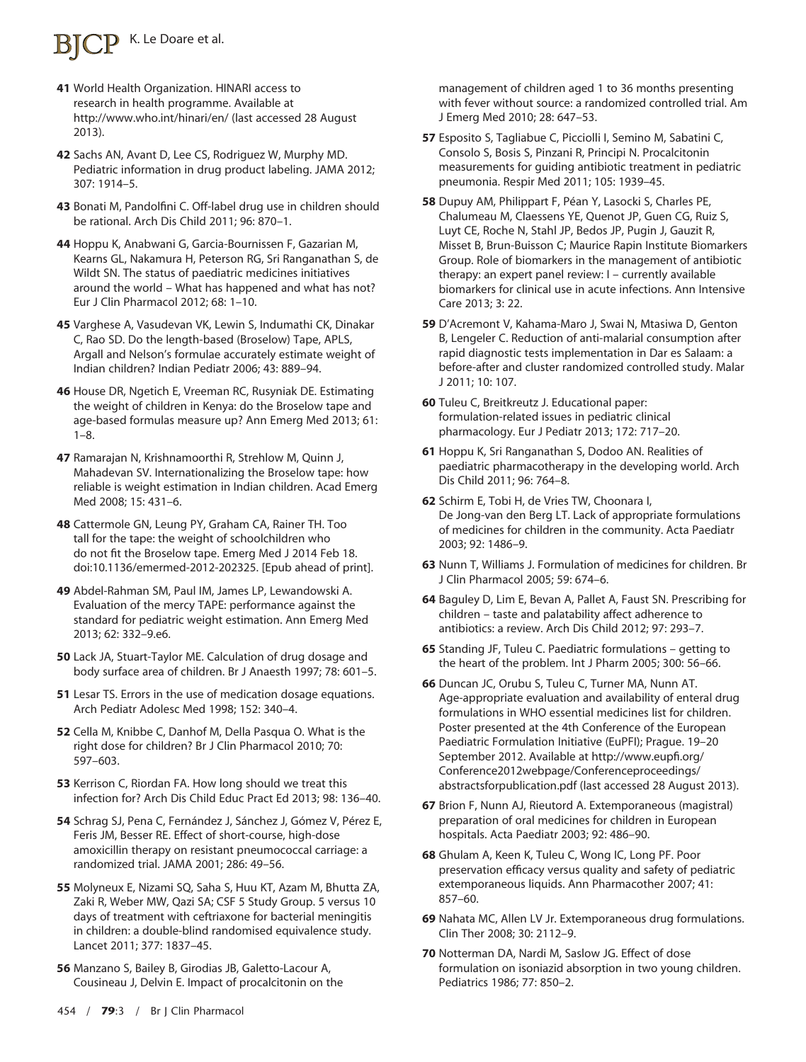41 World Health Organization. HINARI access to research in health programme. Available at http://www.who.int/hinari/en/ (last accessed 28 August 2013).

42 Sachs AN, Avant D, Lee CS, Rodriguez W, Murphy MD. Pediatric information in drug product labeling. JAMA 2012; 307: 1914–5.

43 Bonati M, Pandolfini C. Off-label drug use in children should be rational. Arch Dis Child 2011; 96: 870–1.

44 Hoppu K, Anabwani G, Garcia-Bournissen F, Gazarian M, Kearns GL, Nakamura H, Peterson RG, Sri Ranganathan S, de Wildt SN. The status of paediatric medicines initiatives around the world – What has happened and what has not? Eur J Clin Pharmacol 2012; 68: 1–10.

45 Varghese A, Vasudevan VK, Lewin S, Indumathi CK, Dinakar C, Rao SD. Do the length-based (Broselow) Tape, APLS, Argall and Nelson's formulae accurately estimate weight of Indian children? Indian Pediatr 2006; 43: 889–94.

46 House DR, Ngetich E, Vreeman RC, Rusyniak DE. Estimating the weight of children in Kenya: do the Broselow tape and age-based formulas measure up? Ann Emerg Med 2013; 61: 1–8.

47 Ramarajan N, Krishnamoorthi R, Strehlow M, Quinn J, Mahadevan SV. Internationalizing the Broselow tape: how reliable is weight estimation in Indian children. Acad Emerg Med 2008; 15: 431–6.

48 Cattermole GN, Leung PY, Graham CA, Rainer TH. Too tall for the tape: the weight of schoolchildren who do not fit the Broselow tape. Emerg Med J 2014 Feb 18. doi:10.1136/emermed-2012-202325. [Epub ahead of print].

49 Abdel-Rahman SM, Paul IM, James LP, Lewandowski A. Evaluation of the mercy TAPE: performance against the standard for pediatric weight estimation. Ann Emerg Med 2013; 62: 332–9.e6.

50 Lack JA, Stuart-Taylor ME. Calculation of drug dosage and body surface area of children. Br J Anaesth 1997; 78: 601–5.

51 Lesar TS. Errors in the use of medication dosage equations. Arch Pediatr Adolesc Med 1998; 152: 340–4.

52 Cella M, Knibbe C, Danhof M, Della Pasqua O. What is the right dose for children? Br J Clin Pharmacol 2010; 70: 597–603.

53 Kerrison C, Riordan FA. How long should we treat this infection for? Arch Dis Child Educ Pract Ed 2013; 98: 136–40.

54 Schrag SJ, Pena C, Fernández J, Sánchez J, Gómez V, Pérez E, Feris JM, Besser RE. Effect of short-course, high-dose amoxicillin therapy on resistant pneumococcal carriage: a randomized trial. JAMA 2001; 286: 49–56.

55 Molyneux E, Nizami SQ, Saha S, Huu KT, Azam M, Bhutta ZA, Zaki R, Weber MW, Qazi SA; CSF 5 Study Group. 5 versus 10 days of treatment with ceftriaxone for bacterial meningitis in children: a double-blind randomised equivalence study. Lancet 2011; 377: 1837–45.

56 Manzano S, Bailey B, Girodias JB, Galetto-Lacour A, Cousineau J, Delvin E. Impact of procalcitonin on the management of children aged 1 to 36 months presenting with fever without source: a randomized controlled trial. Am J Emerg Med 2010; 28: 647–53.

57 Esposito S, Tagliabue C, Picciolli I, Semino M, Sabatini C, Consolo S, Bosis S, Pinzani R, Principi N. Procalcitonin measurements for guiding antibiotic treatment in pediatric pneumonia. Respir Med 2011; 105: 1939–45.

58 Dupuy AM, Philippart F, Péan Y, Lasocki S, Charles PE, Chalumeau M, Claessens YE, Quenot JP, Guen CG, Ruiz S, Luyt CE, Roche N, Stahl JP, Bedos JP, Pugin J, Gauzit R, Misset B, Brun-Buisson C; Maurice Rapin Institute Biomarkers Group. Role of biomarkers in the management of antibiotic therapy: an expert panel review: I – currently available biomarkers for clinical use in acute infections. Ann Intensive Care 2013; 3: 22.

59 D'Acremont V, Kahama-Maro J, Swai N, Mtasiwa D, Genton B, Lengeler C. Reduction of anti-malarial consumption after rapid diagnostic tests implementation in Dar es Salaam: a before-after and cluster randomized controlled study. Malar J 2011; 10: 107.

60 Tuleu C, Breitkreutz J. Educational paper: formulation-related issues in pediatric clinical pharmacology. Eur J Pediatr 2013; 172: 717–20.

61 Hoppu K, Sri Ranganathan S, Dodoo AN. Realities of paediatric pharmacotherapy in the developing world. Arch Dis Child 2011; 96: 764–8.

62 Schirm E, Tobi H, de Vries TW, Choonara I, De Jong-van den Berg LT. Lack of appropriate formulations of medicines for children in the community. Acta Paediatr 2003; 92: 1486–9.

63 Nunn T, Williams J. Formulation of medicines for children. Br J Clin Pharmacol 2005; 59: 674–6.

64 Baguley D, Lim E, Bevan A, Pallet A, Faust SN. Prescribing for children – taste and palatability affect adherence to antibiotics: a review. Arch Dis Child 2012; 97: 293–7.

65 Standing JF, Tuleu C. Paediatric formulations – getting to the heart of the problem. Int J Pharm 2005; 300: 56–66.

66 Duncan JC, Orubu S, Tuleu C, Turner MA, Nunn AT. Age-appropriate evaluation and availability of enteral drug formulations in WHO essential medicines list for children. Poster presented at the 4th Conference of the European Paediatric Formulation Initiative (EuPFI); Prague. 19–20 September 2012. Available at http://www.eupfi.org/Conference2012webpage/Conferenceproceedings/abstractsforpublication.pdf (last accessed 28 August 2013).

67 Brion F, Nunn AJ, Rieutord A. Extemporaneous (magistral) preparation of oral medicines for children in European hospitals. Acta Paediatr 2003; 92: 486–90.

68 Ghulam A, Keen K, Tuleu C, Wong IC, Long PF. Poor preservation efficacy versus quality and safety of pediatric extemporaneous liquids. Ann Pharmacother 2007; 41: 857–60.

69 Nahata MC, Allen LV Jr. Extemporaneous drug formulations. Clin Ther 2008; 30: 2112–9.

70 Notterman DA, Nardi M, Saslow JG. Effect of dose formulation on isoniazid absorption in two young children. Pediatrics 1986; 77: 850–2.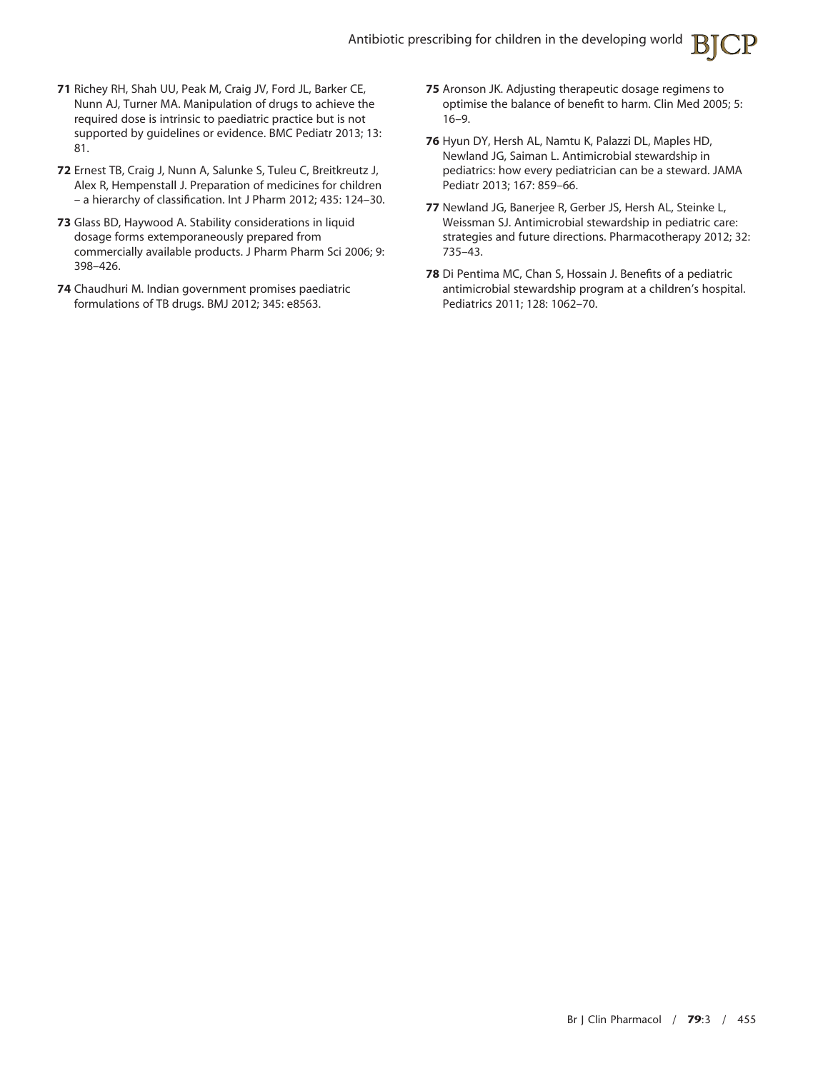71 Richey RH, Shah UU, Peak M, Craig JV, Ford JL, Barker CE, Nunn AJ, Turner MA. Manipulation of drugs to achieve the required dose is intrinsic to paediatric practice but is not supported by guidelines or evidence. BMC Pediatr 2013; 13: 81.

72 Ernest TB, Craig J, Nunn A, Salunke S, Tuleu C, Breitkreutz J, Alex R, Hempenstall J. Preparation of medicines for children – a hierarchy of classification. Int J Pharm 2012; 435: 124–30.

73 Glass BD, Haywood A. Stability considerations in liquid dosage forms extemporaneously prepared from commercially available products. J Pharm Pharm Sci 2006; 9: 398–426.

74 Chaudhuri M. Indian government promises paediatric formulations of TB drugs. BMJ 2012; 345: e8563.

75 Aronson JK. Adjusting therapeutic dosage regimens to optimise the balance of benefit to harm. Clin Med 2005; 5: 16–9.

76 Hyun DY, Hersh AL, Namtu K, Palazzi DL, Maples HD, Newland JG, Saiman L. Antimicrobial stewardship in pediatrics: how every pediatrician can be a steward. JAMA Pediatr 2013; 167: 859–66.

77 Newland JG, Banerjee R, Gerber JS, Hersh AL, Steinke L, Weissman SJ. Antimicrobial stewardship in pediatric care: strategies and future directions. Pharmacotherapy 2012; 32: 735–43.

78 Di Pentima MC, Chan S, Hossain J. Benefits of a pediatric antimicrobial stewardship program at a children's hospital. Pediatrics 2011; 128: 1062–70.